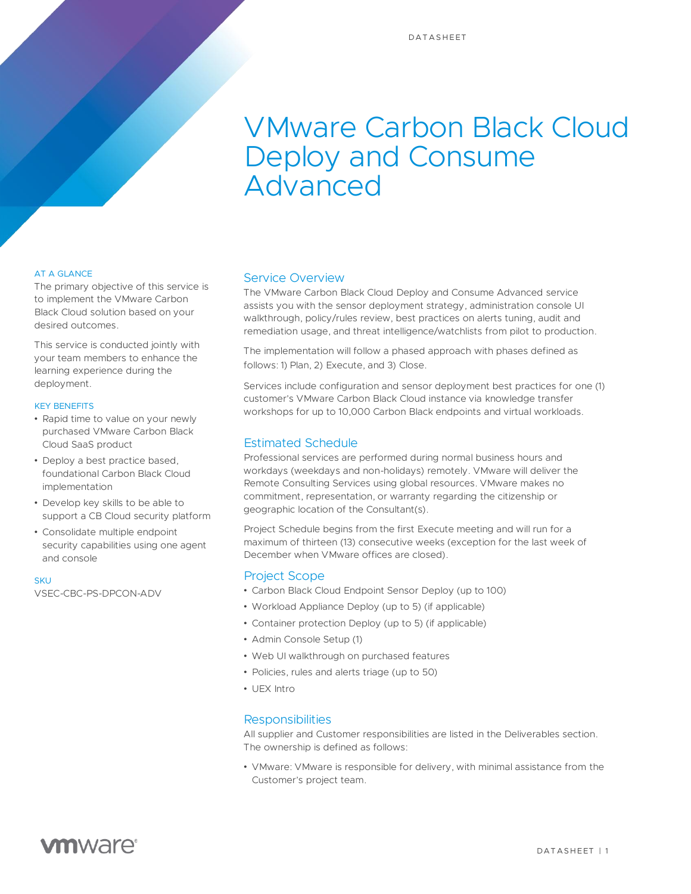# VMware Carbon Black Cloud Deploy and Consume Advanced

### AT A GLANCE

The primary objective of this service is to implement the VMware Carbon Black Cloud solution based on your desired outcomes.

This service is conducted jointly with your team members to enhance the learning experience during the deployment.

### KEY BENEFITS

- Rapid time to value on your newly purchased VMware Carbon Black Cloud SaaS product
- Deploy a best practice based, foundational Carbon Black Cloud implementation
- Develop key skills to be able to support a CB Cloud security platform
- Consolidate multiple endpoint security capabilities using one agent and console

### SKU

VSEC-CBC-PS-DPCON-ADV

## Service Overview

The VMware Carbon Black Cloud Deploy and Consume Advanced service assists you with the sensor deployment strategy, administration console UI walkthrough, policy/rules review, best practices on alerts tuning, audit and remediation usage, and threat intelligence/watchlists from pilot to production.

The implementation will follow a phased approach with phases defined as follows: 1) Plan, 2) Execute, and 3) Close.

Services include configuration and sensor deployment best practices for one (1) customer's VMware Carbon Black Cloud instance via knowledge transfer workshops for up to 10,000 Carbon Black endpoints and virtual workloads.

## Estimated Schedule

Professional services are performed during normal business hours and workdays (weekdays and non-holidays) remotely. VMware will deliver the Remote Consulting Services using global resources. VMware makes no commitment, representation, or warranty regarding the citizenship or geographic location of the Consultant(s).

Project Schedule begins from the first Execute meeting and will run for a maximum of thirteen (13) consecutive weeks (exception for the last week of December when VMware offices are closed).

## Project Scope

- Carbon Black Cloud Endpoint Sensor Deploy (up to 100)
- Workload Appliance Deploy (up to 5) (if applicable)
- Container protection Deploy (up to 5) (if applicable)
- Admin Console Setup (1)
- Web UI walkthrough on purchased features
- Policies, rules and alerts triage (up to 50)
- UEX Intro

## Responsibilities

All supplier and Customer responsibilities are listed in the Deliverables section. The ownership is defined as follows:

- VMware: VMware is responsible for delivery, with minimal assistance from the Customer's project team.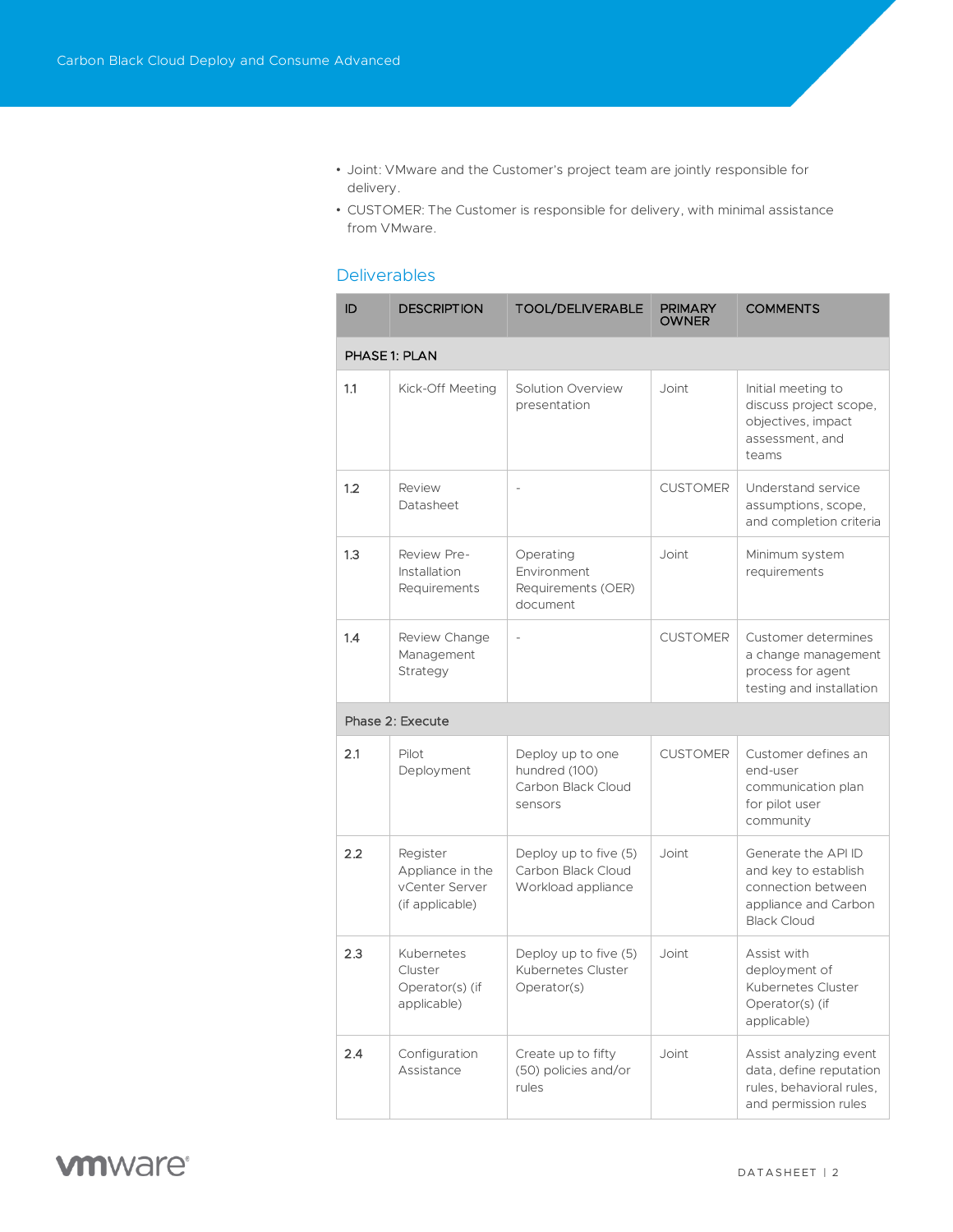- Joint: VMware and the Customer's project team are jointly responsible for delivery.
- CUSTOMER: The Customer is responsible for delivery, with minimal assistance from VMware.

## Deliverables

| ID | DESCRIPTION | TOOL/DELIVERABLE | PRIMARY OWNER | COMMENTS |
|---|---|---|---|---|
| PHASE 1: PLAN | | | | |
| 1.1 | Kick-Off Meeting | Solution Overview presentation | Joint | Initial meeting to discuss project scope, objectives, impact assessment, and teams |
| 1.2 | Review Datasheet | - | CUSTOMER | Understand service assumptions, scope, and completion criteria |
| 1.3 | Review Pre-Installation Requirements | Operating Environment Requirements (OER) document | Joint | Minimum system requirements |
| 1.4 | Review Change Management Strategy | - | CUSTOMER | Customer determines a change management process for agent testing and installation |
| Phase 2: Execute | | | | |
| 2.1 | Pilot Deployment | Deploy up to one hundred (100) Carbon Black Cloud sensors | CUSTOMER | Customer defines an end-user communication plan for pilot user community |
| 2.2 | Register Appliance in the vCenter Server (if applicable) | Deploy up to five (5) Carbon Black Cloud Workload appliance | Joint | Generate the API ID and key to establish connection between appliance and Carbon Black Cloud |
| 2.3 | Kubernetes Cluster Operator(s) (if applicable) | Deploy up to five (5) Kubernetes Cluster Operator(s) | Joint | Assist with deployment of Kubernetes Cluster Operator(s) (if applicable) |
| 2.4 | Configuration Assistance | Create up to fifty (50) policies and/or rules | Joint | Assist analyzing event data, define reputation rules, behavioral rules, and permission rules |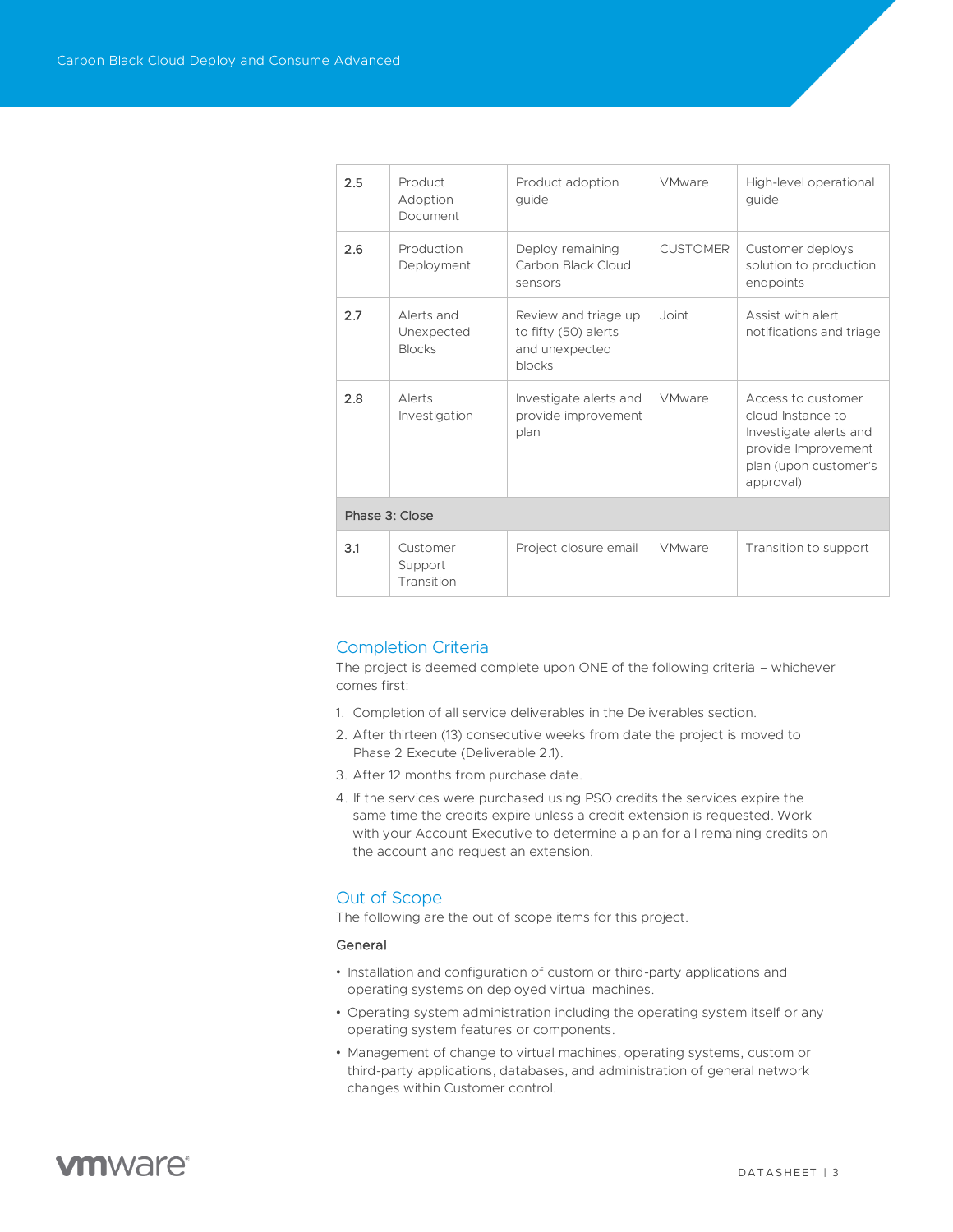| 2.5 | Product Adoption Document | Product adoption guide | VMware | High-level operational guide |
|---|---|---|---|---|
| 2.6 | Production Deployment | Deploy remaining Carbon Black Cloud sensors | CUSTOMER | Customer deploys solution to production endpoints |
| 2.7 | Alerts and Unexpected Blocks | Review and triage up to fifty (50) alerts and unexpected blocks | Joint | Assist with alert notifications and triage |
| 2.8 | Alerts Investigation | Investigate alerts and provide improvement plan | VMware | Access to customer cloud Instance to Investigate alerts and provide Improvement plan (upon customer's approval) |
| Phase 3: Close | | | | |
| 3.1 | Customer Support Transition | Project closure email | VMware | Transition to support |

## Completion Criteria

The project is deemed complete upon ONE of the following criteria – whichever comes first:

1. Completion of all service deliverables in the Deliverables section.
2. After thirteen (13) consecutive weeks from date the project is moved to Phase 2 Execute (Deliverable 2.1).
3. After 12 months from purchase date.
4. If the services were purchased using PSO credits the services expire the same time the credits expire unless a credit extension is requested. Work with your Account Executive to determine a plan for all remaining credits on the account and request an extension.

## Out of Scope

The following are the out of scope items for this project.

### General

- Installation and configuration of custom or third-party applications and operating systems on deployed virtual machines.
- Operating system administration including the operating system itself or any operating system features or components.
- Management of change to virtual machines, operating systems, custom or third-party applications, databases, and administration of general network changes within Customer control.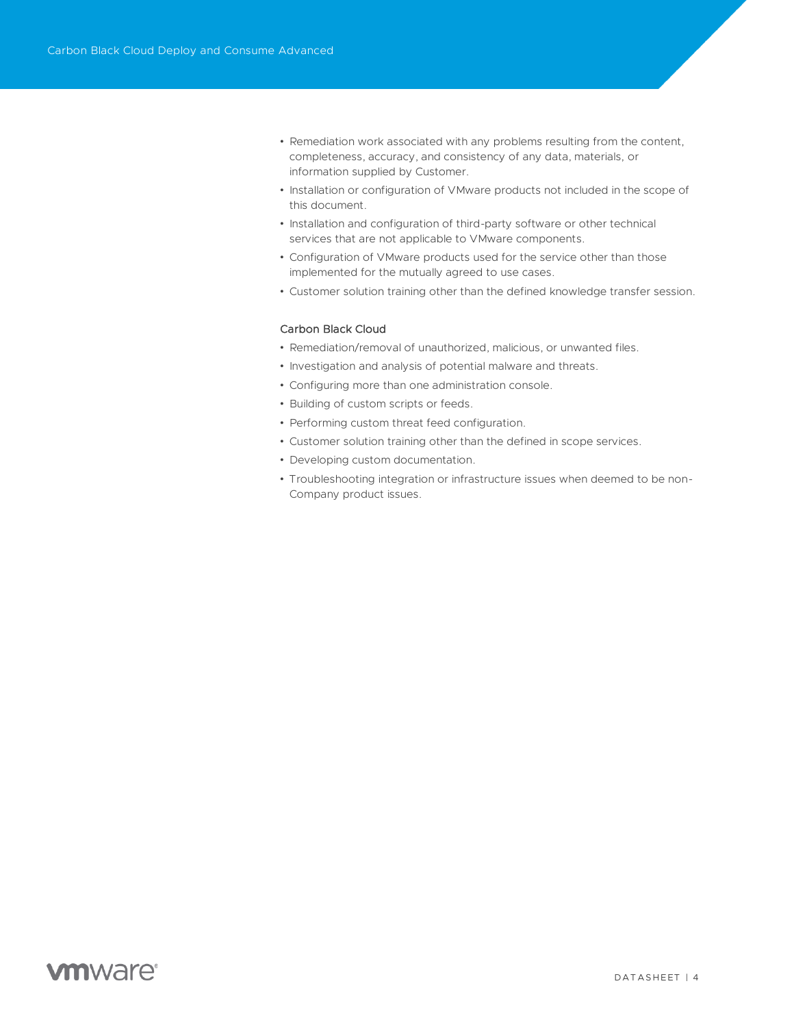- Remediation work associated with any problems resulting from the content, completeness, accuracy, and consistency of any data, materials, or information supplied by Customer.
- Installation or configuration of VMware products not included in the scope of this document.
- Installation and configuration of third-party software or other technical services that are not applicable to VMware components.
- Configuration of VMware products used for the service other than those implemented for the mutually agreed to use cases.
- Customer solution training other than the defined knowledge transfer session.

### Carbon Black Cloud

- Remediation/removal of unauthorized, malicious, or unwanted files.
- Investigation and analysis of potential malware and threats.
- Configuring more than one administration console.
- Building of custom scripts or feeds.
- Performing custom threat feed configuration.
- Customer solution training other than the defined in scope services.
- Developing custom documentation.
- Troubleshooting integration or infrastructure issues when deemed to be non-Company product issues.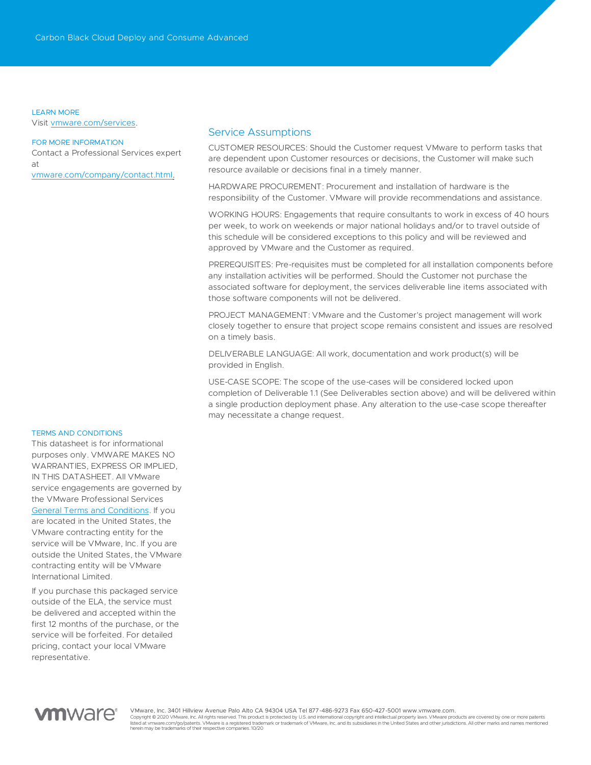LEARN MORE

Visit [vmware.com/services](vmware.com/services).

FOR MORE INFORMATION

Contact a Professional Services expert at [vmware.com/company/contact.html](vmware.com/company/contact.html).

## Service Assumptions

CUSTOMER RESOURCES: Should the Customer request VMware to perform tasks that are dependent upon Customer resources or decisions, the Customer will make such resource available or decisions final in a timely manner.

HARDWARE PROCUREMENT: Procurement and installation of hardware is the responsibility of the Customer. VMware will provide recommendations and assistance.

WORKING HOURS: Engagements that require consultants to work in excess of 40 hours per week, to work on weekends or major national holidays and/or to travel outside of this schedule will be considered exceptions to this policy and will be reviewed and approved by VMware and the Customer as required.

PREREQUISITES: Pre-requisites must be completed for all installation components before any installation activities will be performed. Should the Customer not purchase the associated software for deployment, the services deliverable line items associated with those software components will not be delivered.

PROJECT MANAGEMENT: VMware and the Customer's project management will work closely together to ensure that project scope remains consistent and issues are resolved on a timely basis.

DELIVERABLE LANGUAGE: All work, documentation and work product(s) will be provided in English.

USE-CASE SCOPE: The scope of the use-cases will be considered locked upon completion of Deliverable 1.1 (See Deliverables section above) and will be delivered within a single production deployment phase. Any alteration to the use-case scope thereafter may necessitate a change request.

TERMS AND CONDITIONS

This datasheet is for informational purposes only. VMWARE MAKES NO WARRANTIES, EXPRESS OR IMPLIED, IN THIS DATASHEET. All VMware service engagements are governed by the VMware Professional Services General Terms and Conditions. If you are located in the United States, the VMware contracting entity for the service will be VMware, Inc. If you are outside the United States, the VMware contracting entity will be VMware International Limited.

If you purchase this packaged service outside of the ELA, the service must be delivered and accepted within the first 12 months of the purchase, or the service will be forfeited. For detailed pricing, contact your local VMware representative.

VMware, Inc. 3401 Hillview Avenue Palo Alto CA 94304 USA Tel 877-486-9273 Fax 650-427-5001 www.vmware.com.
Copyright © 2020 VMware, Inc. All rights reserved. This product is protected by U.S. and international copyright and intellectual property laws. VMware products are covered by one or more patents listed at vmware.com/go/patents. VMware is a registered trademark or trademark of VMware, Inc. and its subsidiaries in the United States and other jurisdictions. All other marks and names mentioned herein may be trademarks of their respective companies. 10/20